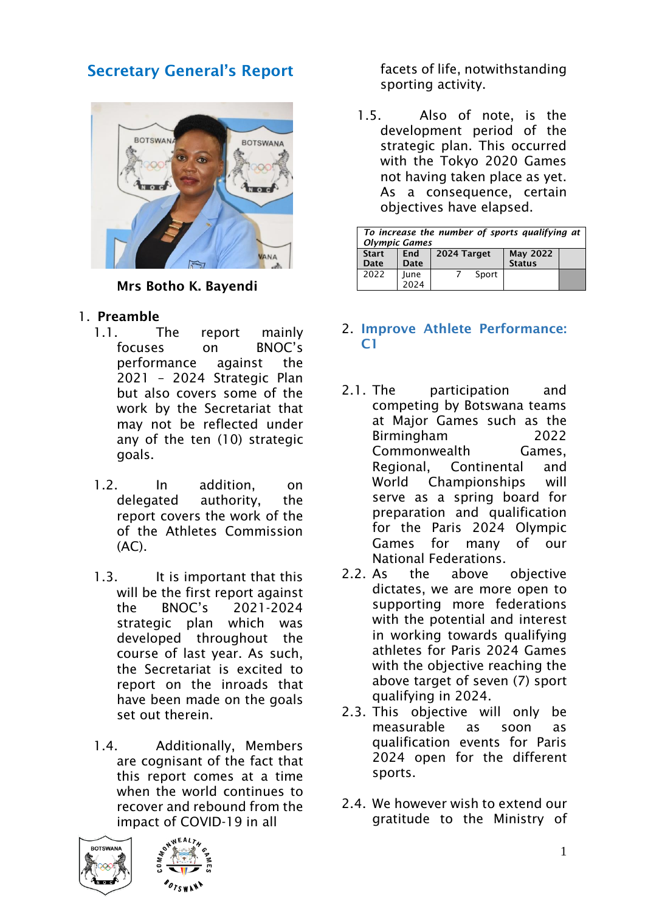## Secretary General's Report

Mrs Botho K. Bayendi

1. **Preamble**
   - 1.1. The report mainly focuses on BNOC's performance against the 2021 – 2024 Strategic Plan but also covers some of the work by the Secretariat that may not be reflected under any of the ten (10) strategic goals.
   - 1.2. In addition, on delegated authority, the report covers the work of the of the Athletes Commission (AC).
   - 1.3. It is important that this will be the first report against the BNOC's 2021-2024 strategic plan which was developed throughout the course of last year. As such, the Secretariat is excited to report on the inroads that have been made on the goals set out therein.
   - 1.4. Additionally, Members are cognisant of the fact that this report comes at a time when the world continues to recover and rebound from the impact of COVID-19 in all facets of life, notwithstanding sporting activity.
   - 1.5. Also of note, is the development period of the strategic plan. This occurred with the Tokyo 2020 Games not having taken place as yet. As a consequence, certain objectives have elapsed.

| *To increase the number of sports qualifying at Olympic Games* | | | | |
|---|---|---|---|---|
| **Start Date** | **End Date** | **2024 Target** | **May 2022 Status** | |
| 2022 | June 2024 | 7 Sport | | |

## 2. Improve Athlete Performance: C1

- 2.1. The participation and competing by Botswana teams at Major Games such as the Birmingham 2022 Commonwealth Games, Regional, Continental and World Championships will serve as a spring board for preparation and qualification for the Paris 2024 Olympic Games for many of our National Federations.
- 2.2. As the above objective dictates, we are more open to supporting more federations with the potential and interest in working towards qualifying athletes for Paris 2024 Games with the objective reaching the above target of seven (7) sport qualifying in 2024.
- 2.3. This objective will only be measurable as soon as qualification events for Paris 2024 open for the different sports.
- 2.4. We however wish to extend our gratitude to the Ministry of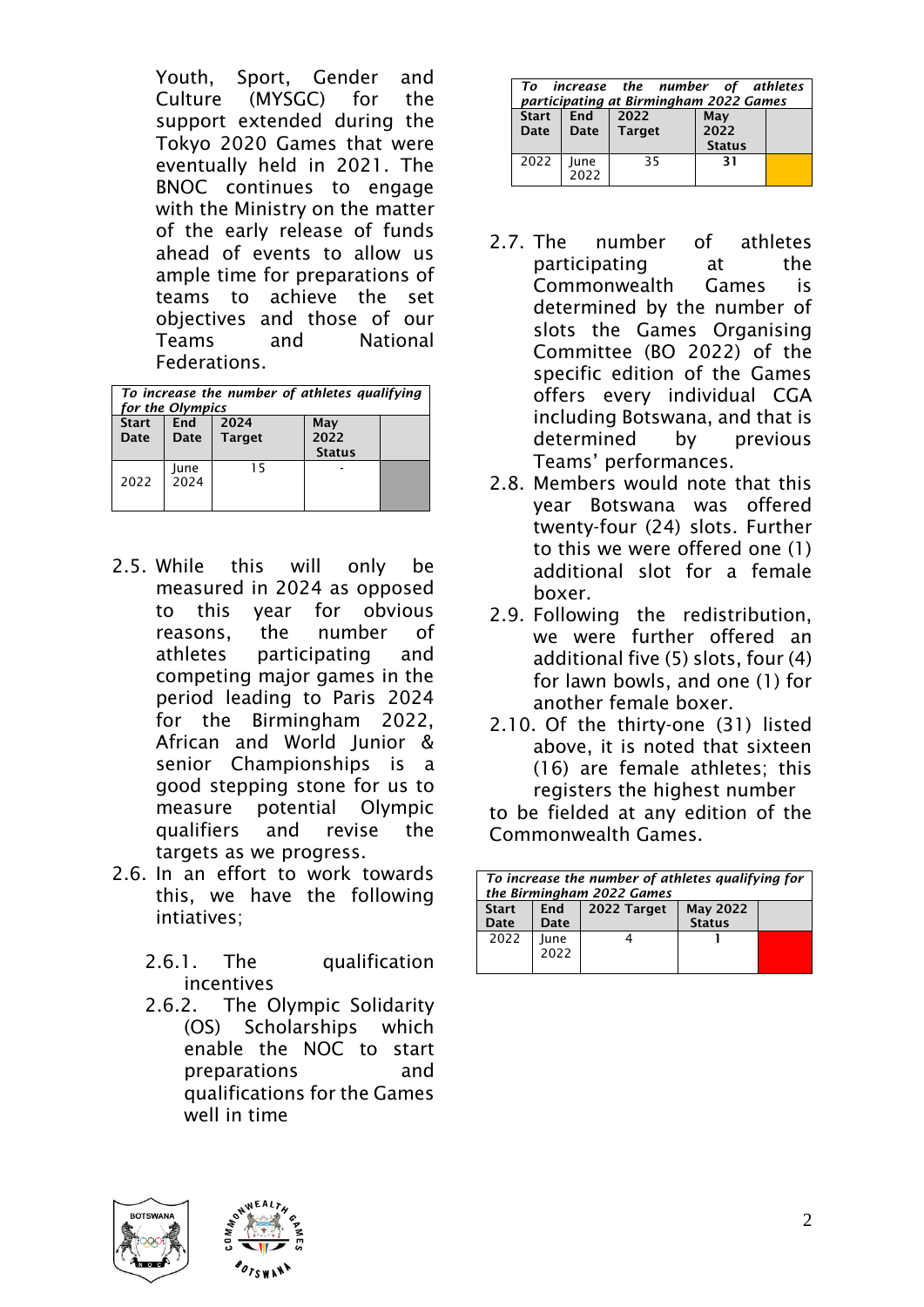Youth, Sport, Gender and Culture (MYSGC) for the support extended during the Tokyo 2020 Games that were eventually held in 2021. The BNOC continues to engage with the Ministry on the matter of the early release of funds ahead of events to allow us ample time for preparations of teams to achieve the set objectives and those of our Teams and National Federations.

| *To increase the number of athletes qualifying for the Olympics* | | | | |
|---|---|---|---|---|
| **Start Date** | **End Date** | **2024 Target** | **May 2022 Status** | |
| 2022 | June 2024 | 15 | - | |

2.5. While this will only be measured in 2024 as opposed to this year for obvious reasons, the number of athletes participating and competing major games in the period leading to Paris 2024 for the Birmingham 2022, African and World Junior & senior Championships is a good stepping stone for us to measure potential Olympic qualifiers and revise the targets as we progress.

2.6. In an effort to work towards this, we have the following intiatives;

   2.6.1. The qualification incentives

   2.6.2. The Olympic Solidarity (OS) Scholarships which enable the NOC to start preparations and qualifications for the Games well in time

| *To increase the number of athletes participating at Birmingham 2022 Games* | | | | |
|---|---|---|---|---|
| **Start Date** | **End Date** | **2022 Target** | **May 2022 Status** | |
| 2022 | June 2022 | 35 | **31** | |

2.7. The number of athletes participating at the Commonwealth Games is determined by the number of slots the Games Organising Committee (BO 2022) of the specific edition of the Games offers every individual CGA including Botswana, and that is determined by previous Teams' performances.

2.8. Members would note that this year Botswana was offered twenty-four (24) slots. Further to this we were offered one (1) additional slot for a female boxer.

2.9. Following the redistribution, we were further offered an additional five (5) slots, four (4) for lawn bowls, and one (1) for another female boxer.

2.10. Of the thirty-one (31) listed above, it is noted that sixteen (16) are female athletes; this registers the highest number to be fielded at any edition of the Commonwealth Games.

| *To increase the number of athletes qualifying for the Birmingham 2022 Games* | | | | |
|---|---|---|---|---|
| **Start Date** | **End Date** | **2022 Target** | **May 2022 Status** | |
| 2022 | June 2022 | 4 | **1** | |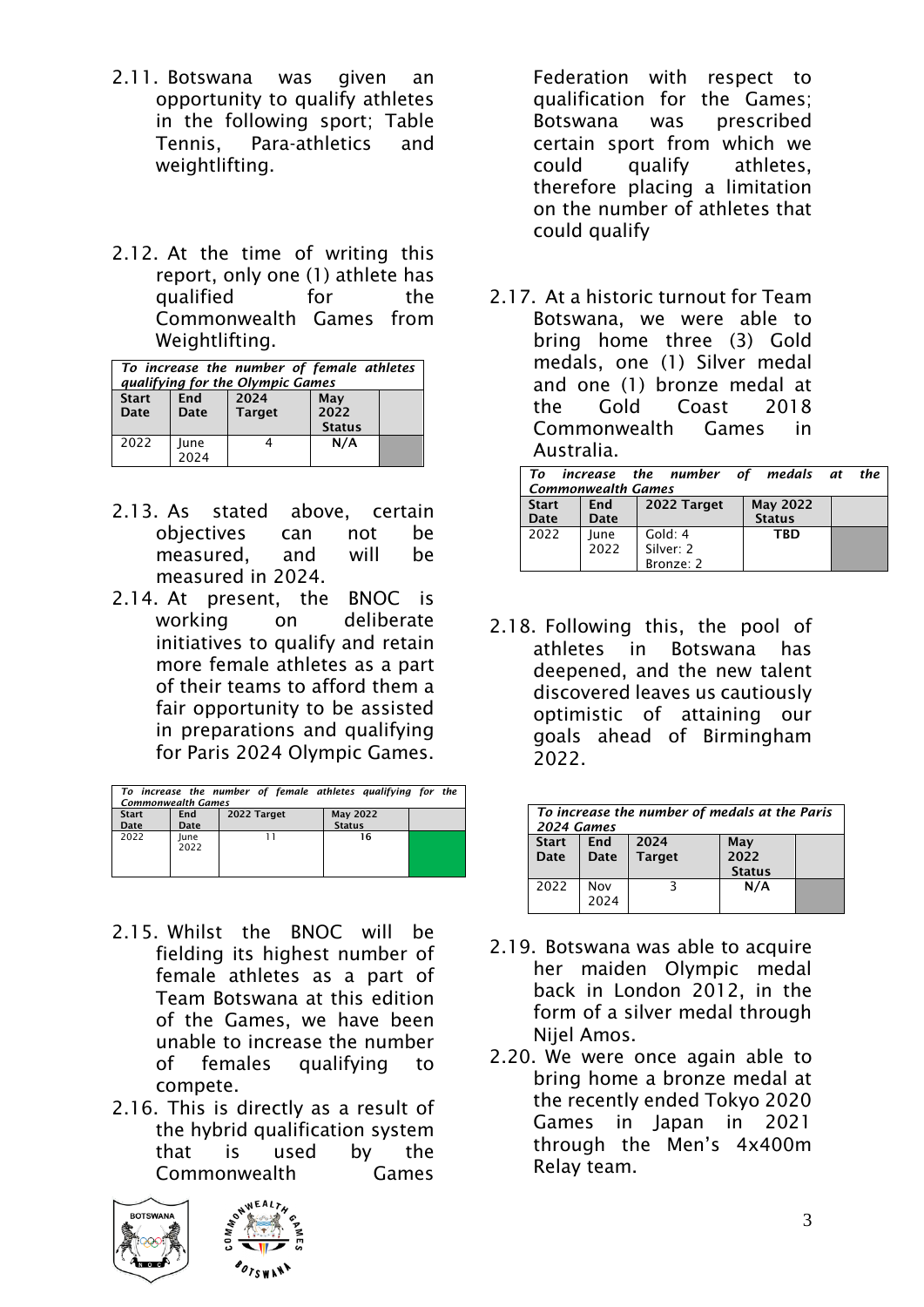2.11. Botswana was given an opportunity to qualify athletes in the following sport; Table Tennis, Para-athletics and weightlifting.

2.12. At the time of writing this report, only one (1) athlete has qualified for the Commonwealth Games from Weightlifting.

| *To increase the number of female athletes qualifying for the Olympic Games* | | | | |
|---|---|---|---|---|
| **Start Date** | **End Date** | **2024 Target** | **May 2022 Status** | |
| 2022 | June 2024 | 4 | **N/A** | |

2.13. As stated above, certain objectives can not be measured, and will be measured in 2024.

2.14. At present, the BNOC is working on deliberate initiatives to qualify and retain more female athletes as a part of their teams to afford them a fair opportunity to be assisted in preparations and qualifying for Paris 2024 Olympic Games.

| *To increase the number of female athletes qualifying for the Commonwealth Games* | | | | |
|---|---|---|---|---|
| **Start Date** | **End Date** | **2022 Target** | **May 2022 Status** | |
| 2022 | June 2022 | 11 | **16** | |

2.15. Whilst the BNOC will be fielding its highest number of female athletes as a part of Team Botswana at this edition of the Games, we have been unable to increase the number of females qualifying to compete.

2.16. This is directly as a result of the hybrid qualification system that is used by the Commonwealth Games Federation with respect to qualification for the Games; Botswana was prescribed certain sport from which we could qualify athletes, therefore placing a limitation on the number of athletes that could qualify

2.17. At a historic turnout for Team Botswana, we were able to bring home three (3) Gold medals, one (1) Silver medal and one (1) bronze medal at the Gold Coast 2018 Commonwealth Games in Australia.

| *To increase the number of medals at the Commonwealth Games* | | | | |
|---|---|---|---|---|
| **Start Date** | **End Date** | **2022 Target** | **May 2022 Status** | |
| 2022 | June 2022 | Gold: 4<br>Silver: 2<br>Bronze: 2 | **TBD** | |

2.18. Following this, the pool of athletes in Botswana has deepened, and the new talent discovered leaves us cautiously optimistic of attaining our goals ahead of Birmingham 2022.

| *To increase the number of medals at the Paris 2024 Games* | | | | |
|---|---|---|---|---|
| **Start Date** | **End Date** | **2024 Target** | **May 2022 Status** | |
| 2022 | Nov 2024 | 3 | **N/A** | |

2.19. Botswana was able to acquire her maiden Olympic medal back in London 2012, in the form of a silver medal through Nijel Amos.

2.20. We were once again able to bring home a bronze medal at the recently ended Tokyo 2020 Games in Japan in 2021 through the Men's 4x400m Relay team.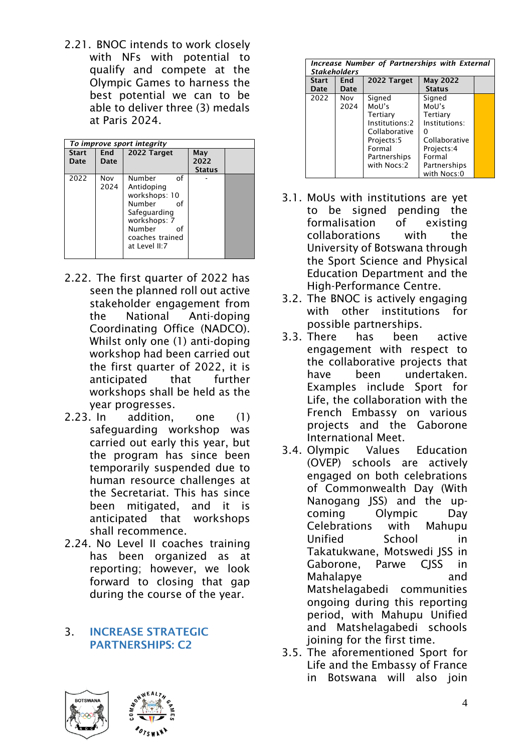2.21. BNOC intends to work closely with NFs with potential to qualify and compete at the Olympic Games to harness the best potential we can to be able to deliver three (3) medals at Paris 2024.

| *To improve sport integrity* | | | | |
|---|---|---|---|---|
| **Start Date** | **End Date** | **2022 Target** | **May 2022 Status** | |
| 2022 | Nov 2024 | Number of Antidoping workshops: 10 Number of Safeguarding workshops: 7 Number of coaches trained at Level II:7 | - | |

2.22. The first quarter of 2022 has seen the planned roll out active stakeholder engagement from the National Anti-doping Coordinating Office (NADCO). Whilst only one (1) anti-doping workshop had been carried out the first quarter of 2022, it is anticipated that further workshops shall be held as the year progresses.

2.23. In addition, one (1) safeguarding workshop was carried out early this year, but the program has since been temporarily suspended due to human resource challenges at the Secretariat. This has since been mitigated, and it is anticipated that workshops shall recommence.

2.24. No Level II coaches training has been organized as at reporting; however, we look forward to closing that gap during the course of the year.

## 3. INCREASE STRATEGIC PARTNERSHIPS: C2

| *Increase Number of Partnerships with External Stakeholders* | | | | |
|---|---|---|---|---|
| **Start Date** | **End Date** | **2022 Target** | **May 2022 Status** | |
| 2022 | Nov 2024 | Signed MoU's Tertiary Institutions:2 Collaborative Projects:5 Formal Partnerships with Nocs:2 | Signed MoU's Tertiary Institutions: 0 Collaborative Projects:4 Formal Partnerships with Nocs:0 | |

3.1. MoUs with institutions are yet to be signed pending the formalisation of existing collaborations with the University of Botswana through the Sport Science and Physical Education Department and the High-Performance Centre.

3.2. The BNOC is actively engaging with other institutions for possible partnerships.

3.3. There has been active engagement with respect to the collaborative projects that have been undertaken. Examples include Sport for Life, the collaboration with the French Embassy on various projects and the Gaborone International Meet.

3.4. Olympic Values Education (OVEP) schools are actively engaged on both celebrations of Commonwealth Day (With Nanogang JSS) and the up-coming Olympic Day Celebrations with Mahupu Unified School in Takatukwane, Motswedi JSS in Gaborone, Parwe CJSS in Mahalapye and Matshelagabedi communities ongoing during this reporting period, with Mahupu Unified and Matshelagabedi schools joining for the first time.

3.5. The aforementioned Sport for Life and the Embassy of France in Botswana will also join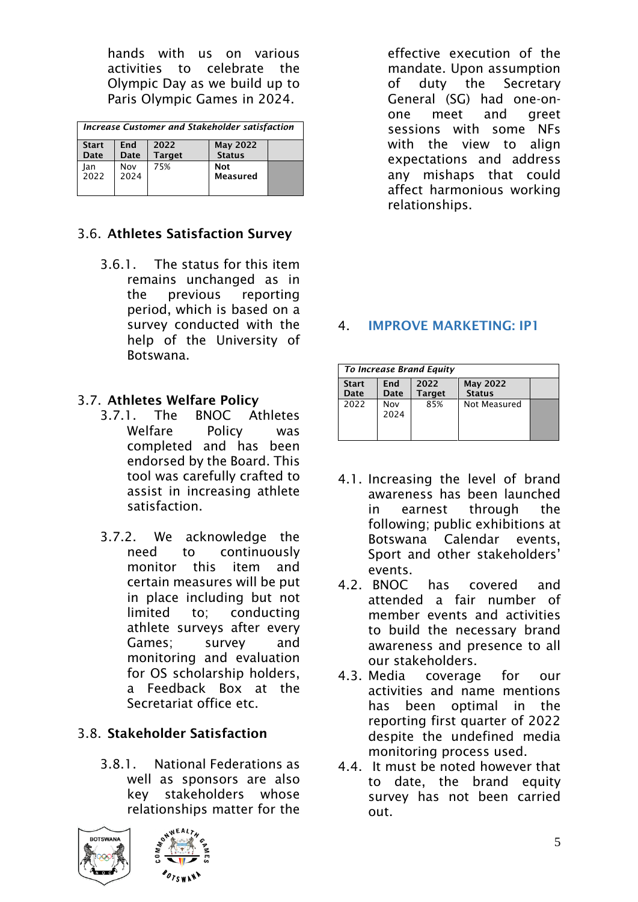hands with us on various activities to celebrate the Olympic Day as we build up to Paris Olympic Games in 2024.

| *Increase Customer and Stakeholder satisfaction* | | | | |
|---|---|---|---|---|
| **Start Date** | **End Date** | **2022 Target** | **May 2022 Status** | |
| Jan 2022 | Nov 2024 | 75% | **Not Measured** | |

### 3.6. **Athletes Satisfaction Survey**

3.6.1. The status for this item remains unchanged as in the previous reporting period, which is based on a survey conducted with the help of the University of Botswana.

### 3.7. **Athletes Welfare Policy**

3.7.1. The BNOC Athletes Welfare Policy was completed and has been endorsed by the Board. This tool was carefully crafted to assist in increasing athlete satisfaction.

3.7.2. We acknowledge the need to continuously monitor this item and certain measures will be put in place including but not limited to; conducting athlete surveys after every Games; survey and monitoring and evaluation for OS scholarship holders, a Feedback Box at the Secretariat office etc.

### 3.8. **Stakeholder Satisfaction**

3.8.1. National Federations as well as sponsors are also key stakeholders whose relationships matter for the effective execution of the mandate. Upon assumption of duty the Secretary General (SG) had one-on-one meet and greet sessions with some NFs with the view to align expectations and address any mishaps that could affect harmonious working relationships.

## 4. IMPROVE MARKETING: IP1

| *To Increase Brand Equity* | | | | |
|---|---|---|---|---|
| **Start Date** | **End Date** | **2022 Target** | **May 2022 Status** | |
| 2022 | Nov 2024 | 85% | Not Measured | |

4.1. Increasing the level of brand awareness has been launched in earnest through the following; public exhibitions at Botswana Calendar events, Sport and other stakeholders' events.

4.2. BNOC has covered and attended a fair number of member events and activities to build the necessary brand awareness and presence to all our stakeholders.

4.3. Media coverage for our activities and name mentions has been optimal in the reporting first quarter of 2022 despite the undefined media monitoring process used.

4.4. It must be noted however that to date, the brand equity survey has not been carried out.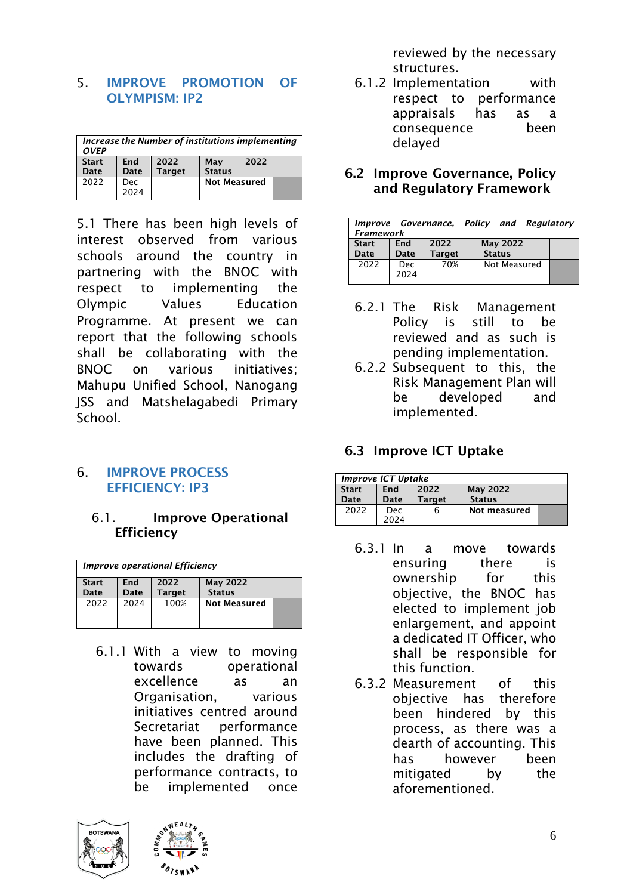## 5. IMPROVE PROMOTION OF OLYMPISM: IP2

| *Increase the Number of institutions implementing OVEP* | | | | |
|---|---|---|---|---|
| **Start Date** | **End Date** | **2022 Target** | **May 2022 Status** | |
| 2022 | Dec 2024 | | **Not Measured** | |

5.1 There has been high levels of interest observed from various schools around the country in partnering with the BNOC with respect to implementing the Olympic Values Education Programme. At present we can report that the following schools shall be collaborating with the BNOC on various initiatives; Mahupu Unified School, Nanogang JSS and Matshelagabedi Primary School.

## 6. IMPROVE PROCESS EFFICIENCY: IP3

### 6.1. Improve Operational Efficiency

| *Improve operational Efficiency* | | | | |
|---|---|---|---|---|
| **Start Date** | **End Date** | **2022 Target** | **May 2022 Status** | |
| 2022 | 2024 | 100% | **Not Measured** | |

6.1.1 With a view to moving towards operational excellence as an Organisation, various initiatives centred around Secretariat performance have been planned. This includes the drafting of performance contracts, to be implemented once reviewed by the necessary structures.

6.1.2 Implementation with respect to performance appraisals has as a consequence been delayed

### 6.2 Improve Governance, Policy and Regulatory Framework

| *Improve Governance, Policy and Regulatory Framework* | | | | |
|---|---|---|---|---|
| **Start Date** | **End Date** | **2022 Target** | **May 2022 Status** | |
| 2022 | Dec 2024 | 70% | Not Measured | |

6.2.1 The Risk Management Policy is still to be reviewed and as such is pending implementation.

6.2.2 Subsequent to this, the Risk Management Plan will be developed and implemented.

### 6.3 Improve ICT Uptake

| *Improve ICT Uptake* | | | | |
|---|---|---|---|---|
| **Start Date** | **End Date** | **2022 Target** | **May 2022 Status** | |
| 2022 | Dec 2024 | 6 | **Not measured** | |

6.3.1 In a move towards ensuring there is ownership for this objective, the BNOC has elected to implement job enlargement, and appoint a dedicated IT Officer, who shall be responsible for this function.

6.3.2 Measurement of this objective has therefore been hindered by this process, as there was a dearth of accounting. This has however been mitigated by the aforementioned.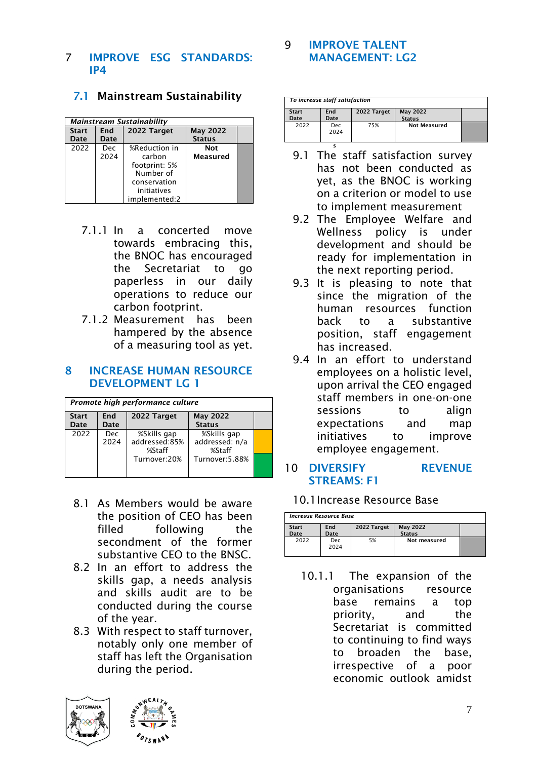## 7 IMPROVE ESG STANDARDS: IP4

### 7.1 Mainstream Sustainability

| *Mainstream Sustainability* | | | | |
|---|---|---|---|---|
| **Start Date** | **End Date** | **2022 Target** | **May 2022 Status** | |
| 2022 | Dec 2024 | %Reduction in carbon footprint: 5% Number of conservation initiatives implemented:2 | **Not Measured** | |

7.1.1 In a concerted move towards embracing this, the BNOC has encouraged the Secretariat to go paperless in our daily operations to reduce our carbon footprint.

7.1.2 Measurement has been hampered by the absence of a measuring tool as yet.

## 8 INCREASE HUMAN RESOURCE DEVELOPMENT LG 1

| *Promote high performance culture* | | | | |
|---|---|---|---|---|
| **Start Date** | **End Date** | **2022 Target** | **May 2022 Status** | |
| 2022 | Dec 2024 | %Skills gap addressed:85% %Staff Turnover:20% | %Skills gap addressed: n/a %Staff Turnover:5.88% | |

8.1 As Members would be aware the position of CEO has been filled following the secondment of the former substantive CEO to the BNSC.

8.2 In an effort to address the skills gap, a needs analysis and skills audit are to be conducted during the course of the year.

8.3 With respect to staff turnover, notably only one member of staff has left the Organisation during the period.

## 9 IMPROVE TALENT MANAGEMENT: LG2

| *To increase staff satisfaction* | | | | |
|---|---|---|---|---|
| **Start Date** | **End Date** | **2022 Target** | **May 2022 Status** | |
| 2022 | Dec 2024 | 75% | **Not Measured** | |

9.1 The staff satisfaction survey has not been conducted as yet, as the BNOC is working on a criterion or model to use to implement measurement

9.2 The Employee Welfare and Wellness policy is under development and should be ready for implementation in the next reporting period.

9.3 It is pleasing to note that since the migration of the human resources function back to a substantive position, staff engagement has increased.

9.4 In an effort to understand employees on a holistic level, upon arrival the CEO engaged staff members in one-on-one sessions to align expectations and map initiatives to improve employee engagement.

## 10 DIVERSIFY REVENUE STREAMS: F1

### 10.1 Increase Resource Base

| *Increase Resource Base* | | | | |
|---|---|---|---|---|
| **Start Date** | **End Date** | **2022 Target** | **May 2022 Status** | |
| 2022 | Dec 2024 | 5% | **Not measured** | |

10.1.1 The expansion of the organisations resource base remains a top priority, and the Secretariat is committed to continuing to find ways to broaden the base, irrespective of a poor economic outlook amidst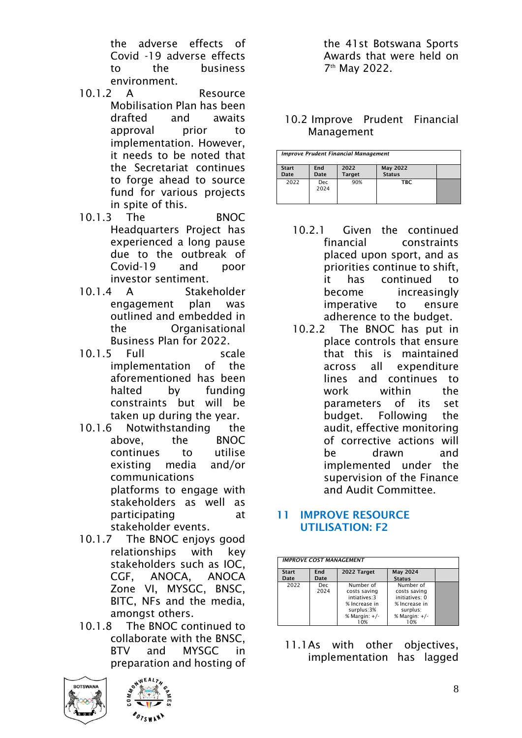the adverse effects of Covid -19 adverse effects to the business environment.

10.1.2 A Resource Mobilisation Plan has been drafted and awaits approval prior to implementation. However, it needs to be noted that the Secretariat continues to forge ahead to source fund for various projects in spite of this.

10.1.3 The BNOC Headquarters Project has experienced a long pause due to the outbreak of Covid-19 and poor investor sentiment.

10.1.4 A Stakeholder engagement plan was outlined and embedded in the Organisational Business Plan for 2022.

10.1.5 Full scale implementation of the aforementioned has been halted by funding constraints but will be taken up during the year.

10.1.6 Notwithstanding the above, the BNOC continues to utilise existing media and/or communications platforms to engage with stakeholders as well as participating at stakeholder events.

10.1.7 The BNOC enjoys good relationships with key stakeholders such as IOC, CGF, ANOCA, ANOCA Zone VI, MYSGC, BNSC, BITC, NFs and the media, amongst others.

10.1.8 The BNOC continued to collaborate with the BNSC, BTV and MYSGC in preparation and hosting of the 41st Botswana Sports Awards that were held on 7th May 2022.

## 10.2 Improve Prudent Financial Management

| *Improve Prudent Financial Management* | | | | |
|---|---|---|---|---|
| **Start Date** | **End Date** | **2022 Target** | **May 2022 Status** | |
| 2022 | Dec 2024 | 90% | **TBC** | |

10.2.1 Given the continued financial constraints placed upon sport, and as priorities continue to shift, it has continued to become increasingly imperative to ensure adherence to the budget.

10.2.2 The BNOC has put in place controls that ensure that this is maintained across all expenditure lines and continues to work within the parameters of its set budget. Following the audit, effective monitoring of corrective actions will be drawn and implemented under the supervision of the Finance and Audit Committee.

# 11 IMPROVE RESOURCE UTILISATION: F2

| *IMPROVE COST MANAGEMENT* | | | | |
|---|---|---|---|---|
| **Start Date** | **End Date** | **2022 Target** | **May 2024 Status** | |
| 2022 | Dec 2024 | Number of costs saving intiatives:3<br>% Increase in surplus:3%<br>% Margin: +/- 10% | Number of costs saving initiatives: 0<br>% Increase in surplus:<br>% Margin: +/- 10% | |

11.1 As with other objectives, implementation has lagged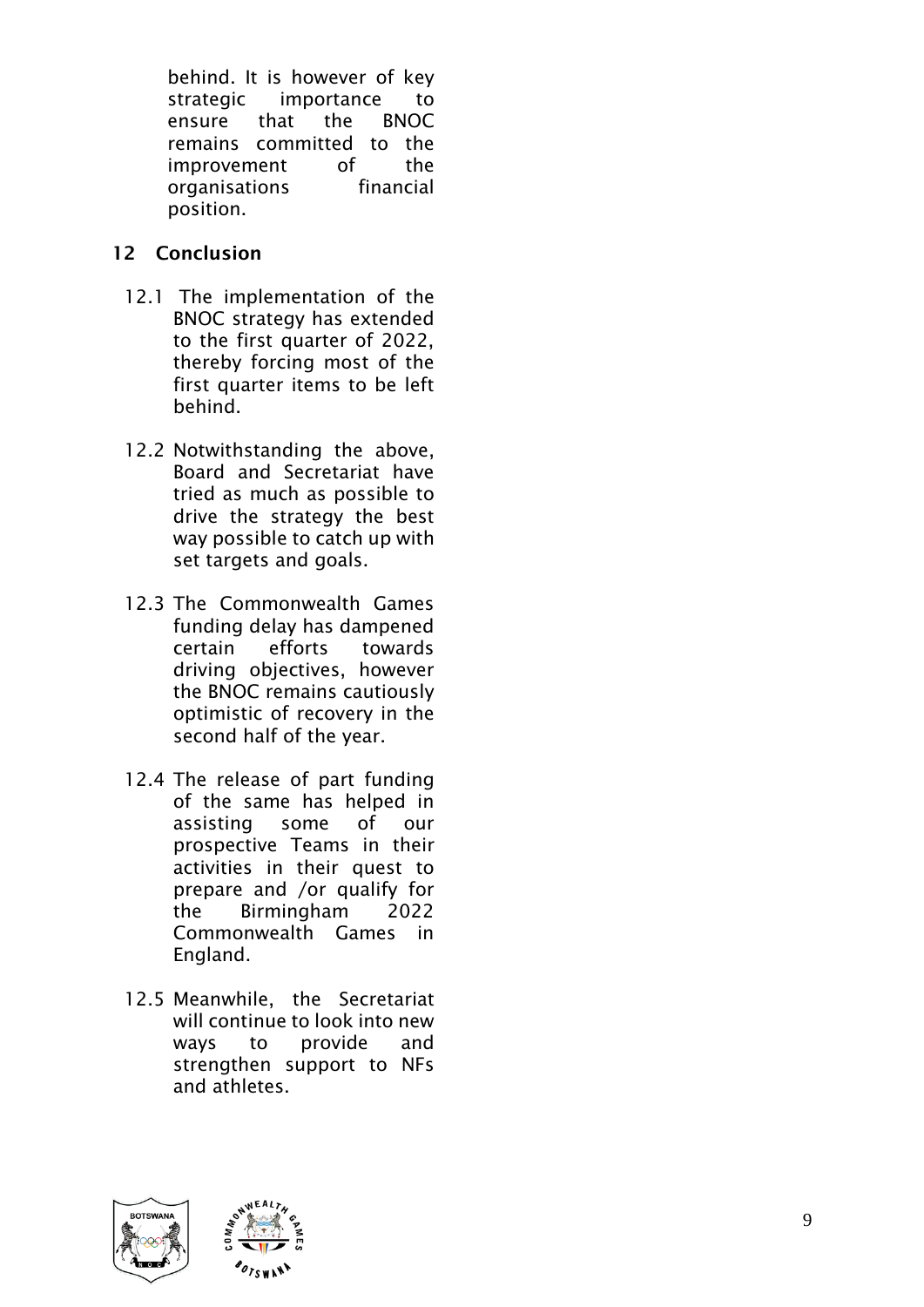behind. It is however of key strategic importance to ensure that the BNOC remains committed to the improvement of the organisations financial position.

## 12 Conclusion

12.1 The implementation of the BNOC strategy has extended to the first quarter of 2022, thereby forcing most of the first quarter items to be left behind.

12.2 Notwithstanding the above, Board and Secretariat have tried as much as possible to drive the strategy the best way possible to catch up with set targets and goals.

12.3 The Commonwealth Games funding delay has dampened certain efforts towards driving objectives, however the BNOC remains cautiously optimistic of recovery in the second half of the year.

12.4 The release of part funding of the same has helped in assisting some of our prospective Teams in their activities in their quest to prepare and /or qualify for the Birmingham 2022 Commonwealth Games in England.

12.5 Meanwhile, the Secretariat will continue to look into new ways to provide and strengthen support to NFs and athletes.